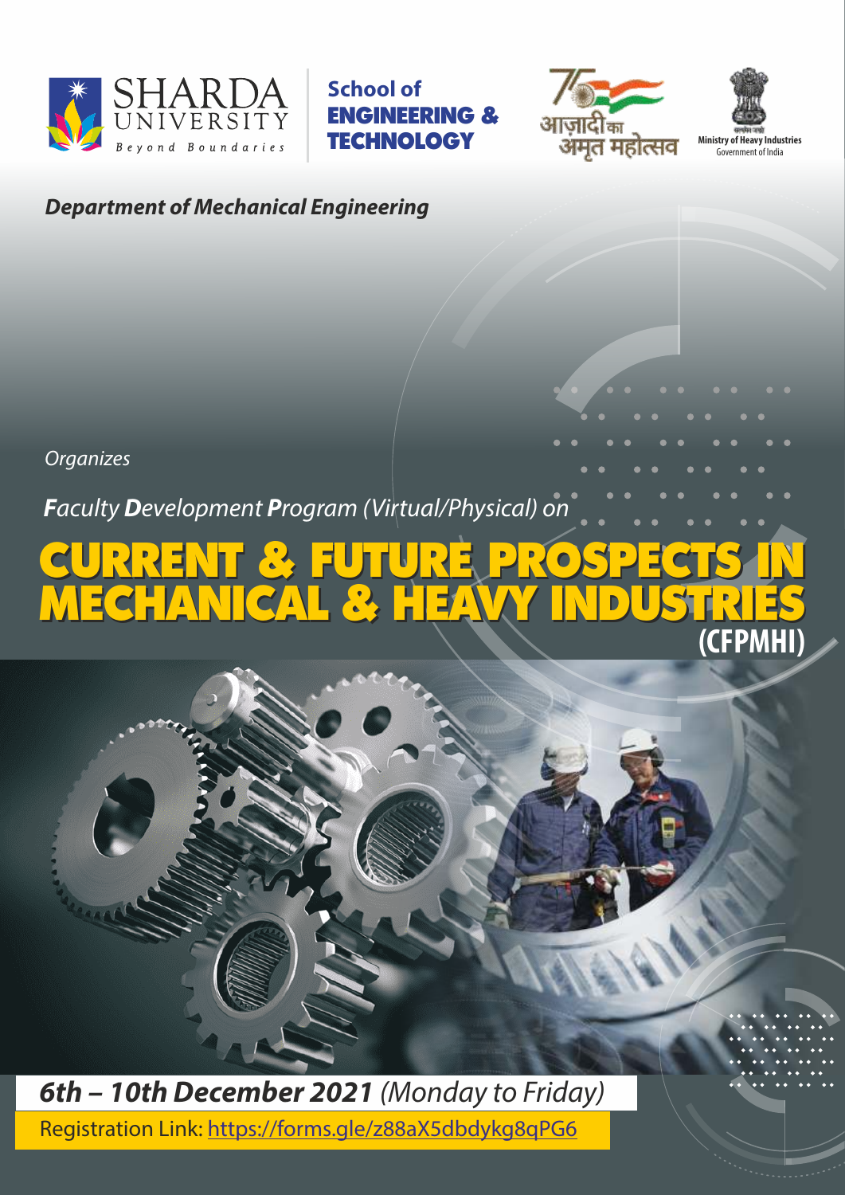SHARDA UNIVERSITY
*Beyond Boundaries*

**School of ENGINEERING & TECHNOLOGY**

आज़ादी का अमृत महोत्सव

Ministry of Heavy Industries
Government of India

***Department of Mechanical Engineering***

*Organizes*

***F**aculty **D**evelopment **P**rogram (Virtual/Physical) on*

# CURRENT & FUTURE PROSPECTS IN MECHANICAL & HEAVY INDUSTRIES

## (CFPMHI)

***6th – 10th December 2021** (Monday to Friday)*

Registration Link: https://forms.gle/z88aX5dbdykg8qPG6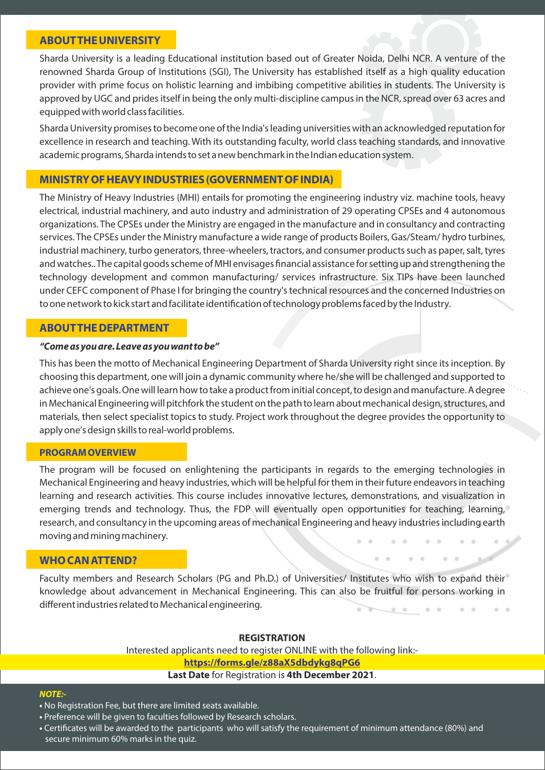## ABOUT THE UNIVERSITY

Sharda University is a leading Educational institution based out of Greater Noida, Delhi NCR. A venture of the renowned Sharda Group of Institutions (SGI), The University has established itself as a high quality education provider with prime focus on holistic learning and imbibing competitive abilities in students. The University is approved by UGC and prides itself in being the only multi-discipline campus in the NCR, spread over 63 acres and equipped with world class facilities.

Sharda University promises to become one of the India's leading universities with an acknowledged reputation for excellence in research and teaching. With its outstanding faculty, world class teaching standards, and innovative academic programs, Sharda intends to set a new benchmark in the Indian education system.

## MINISTRY OF HEAVY INDUSTRIES (GOVERNMENT OF INDIA)

The Ministry of Heavy Industries (MHI) entails for promoting the engineering industry viz. machine tools, heavy electrical, industrial machinery, and auto industry and administration of 29 operating CPSEs and 4 autonomous organizations. The CPSEs under the Ministry are engaged in the manufacture and in consultancy and contracting services. The CPSEs under the Ministry manufacture a wide range of products Boilers, Gas/Steam/ hydro turbines, industrial machinery, turbo generators, three-wheelers, tractors, and consumer products such as paper, salt, tyres and watches.. The capital goods scheme of MHI envisages financial assistance for setting up and strengthening the technology development and common manufacturing/ services infrastructure. Six TIPs have been launched under CEFC component of Phase I for bringing the country's technical resources and the concerned Industries on to one network to kick start and facilitate identification of technology problems faced by the Industry.

## ABOUT THE DEPARTMENT

***"Come as you are. Leave as you want to be"***

This has been the motto of Mechanical Engineering Department of Sharda University right since its inception. By choosing this department, one will join a dynamic community where he/she will be challenged and supported to achieve one's goals. One will learn how to take a product from initial concept, to design and manufacture. A degree in Mechanical Engineering will pitchfork the student on the path to learn about mechanical design, structures, and materials, then select specialist topics to study. Project work throughout the degree provides the opportunity to apply one's design skills to real-world problems.

## PROGRAM OVERVIEW

The program will be focused on enlightening the participants in regards to the emerging technologies in Mechanical Engineering and heavy industries, which will be helpful for them in their future endeavors in teaching learning and research activities. This course includes innovative lectures, demonstrations, and visualization in emerging trends and technology. Thus, the FDP will eventually open opportunities for teaching, learning, research, and consultancy in the upcoming areas of mechanical Engineering and heavy industries including earth moving and mining machinery.

## WHO CAN ATTEND?

Faculty members and Research Scholars (PG and Ph.D.) of Universities/ Institutes who wish to expand their knowledge about advancement in Mechanical Engineering. This can also be fruitful for persons working in different industries related to Mechanical engineering.

**REGISTRATION**

Interested applicants need to register ONLINE with the following link:-

**https://forms.gle/z88aX5dbdykg8qPG6**

**Last Date** for Registration is **4th December 2021**.

***NOTE:-***

- No Registration Fee, but there are limited seats available.
- Preference will be given to faculties followed by Research scholars.
- Certificates will be awarded to the participants who will satisfy the requirement of minimum attendance (80%) and secure minimum 60% marks in the quiz.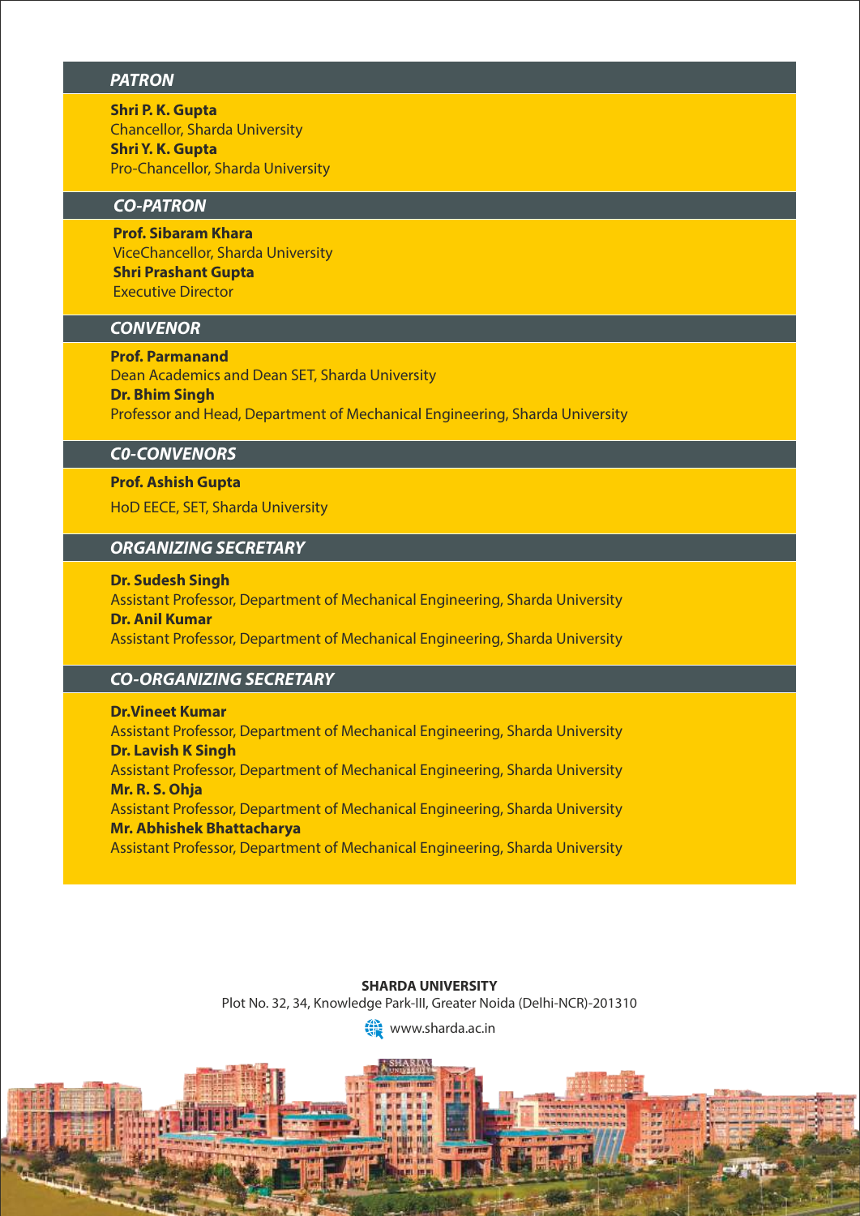## *PATRON*

**Shri P. K. Gupta**
Chancellor, Sharda University
**Shri Y. K. Gupta**
Pro-Chancellor, Sharda University

## *CO-PATRON*

**Prof. Sibaram Khara**
ViceChancellor, Sharda University
**Shri Prashant Gupta**
Executive Director

## *CONVENOR*

**Prof. Parmanand**
Dean Academics and Dean SET, Sharda University
**Dr. Bhim Singh**
Professor and Head, Department of Mechanical Engineering, Sharda University

## *C0-CONVENORS*

**Prof. Ashish Gupta**
HoD EECE, SET, Sharda University

## *ORGANIZING SECRETARY*

**Dr. Sudesh Singh**
Assistant Professor, Department of Mechanical Engineering, Sharda University
**Dr. Anil Kumar**
Assistant Professor, Department of Mechanical Engineering, Sharda University

## *CO-ORGANIZING SECRETARY*

**Dr.Vineet Kumar**
Assistant Professor, Department of Mechanical Engineering, Sharda University
**Dr. Lavish K Singh**
Assistant Professor, Department of Mechanical Engineering, Sharda University
**Mr. R. S. Ohja**
Assistant Professor, Department of Mechanical Engineering, Sharda University
**Mr. Abhishek Bhattacharya**
Assistant Professor, Department of Mechanical Engineering, Sharda University

**SHARDA UNIVERSITY**
Plot No. 32, 34, Knowledge Park-III, Greater Noida (Delhi-NCR)-201310
www.sharda.ac.in